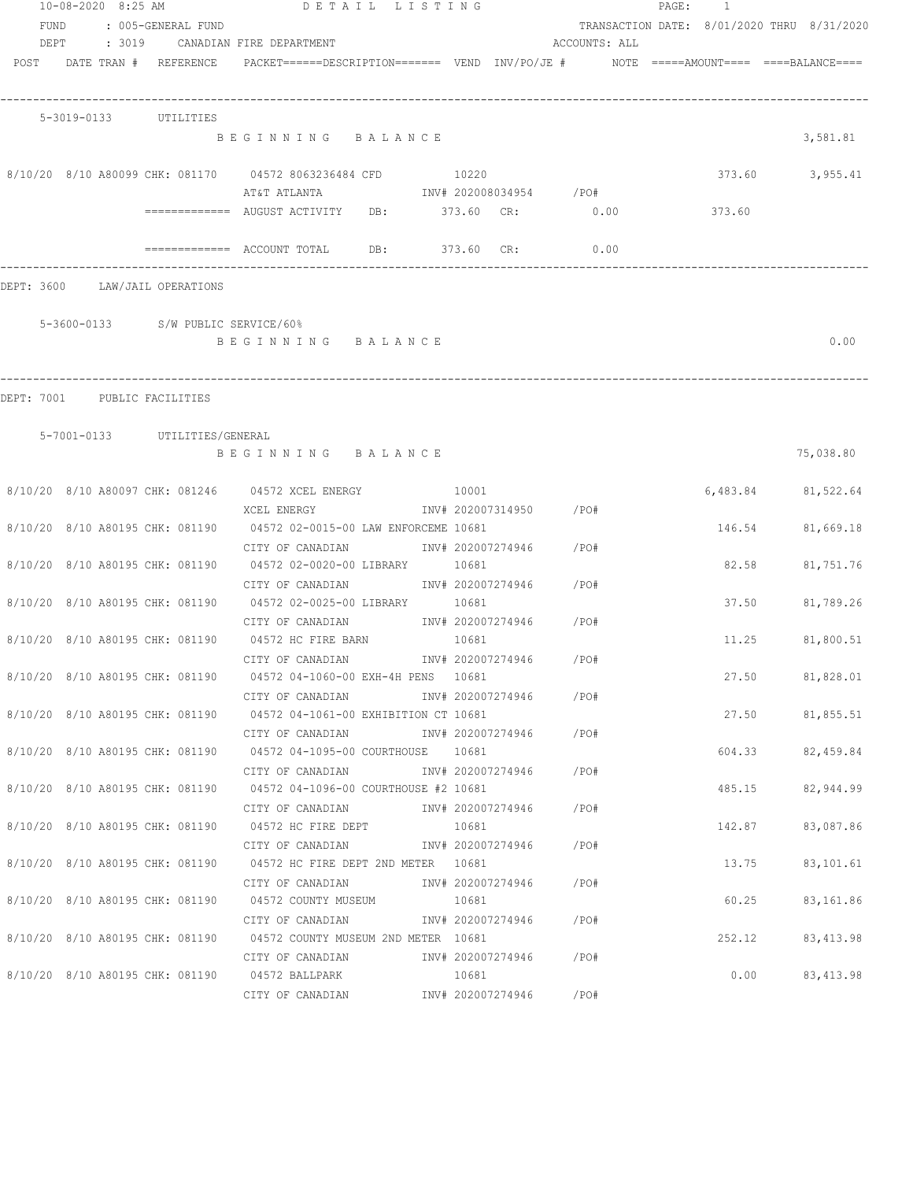10-08-2020 8:25 AM DETAIL LISTING

FUND : 005-GENERAL FUND — TRANSACTION DATE: 8/01/2020 THRU 8/31/2020

DEPT : 3019 CANADIAN FIRE DEPARTMENT — ACCOUNTS: ALL

| POST | DATE | TRAN # | REFERENCE | PACKET | DESCRIPTION | VEND | INV/PO/JE # | NOTE | AMOUNT | BALANCE |
|---|---|---|---|---|---|---|---|---|---|---|
| **5-3019-0133 UTILITIES** | | | | | | | | | | |
| | | | | | BEGINNING BALANCE | | | | | 3,581.81 |
| 8/10/20 | 8/10 | A80099 | CHK: 081170 | 04572 | 8063236484 CFD / AT&T ATLANTA | 10220 | INV# 202008034954 /PO# | | 373.60 | 3,955.41 |
| | | | | | ============= AUGUST ACTIVITY DB: 373.60 CR: 0.00 | | | | 373.60 | |
| | | | | | ============= ACCOUNT TOTAL DB: 373.60 CR: 0.00 | | | | | |

DEPT: 3600 LAW/JAIL OPERATIONS

| POST | DATE | TRAN # | REFERENCE | PACKET | DESCRIPTION | VEND | INV/PO/JE # | NOTE | AMOUNT | BALANCE |
|---|---|---|---|---|---|---|---|---|---|---|
| **5-3600-0133 S/W PUBLIC SERVICE/60%** | | | | | | | | | | |
| | | | | | BEGINNING BALANCE | | | | | 0.00 |

DEPT: 7001 PUBLIC FACILITIES

| POST | DATE | TRAN # | REFERENCE | PACKET | DESCRIPTION | VEND | INV/PO/JE # | NOTE | AMOUNT | BALANCE |
|---|---|---|---|---|---|---|---|---|---|---|
| **5-7001-0133 UTILITIES/GENERAL** | | | | | | | | | | |
| | | | | | BEGINNING BALANCE | | | | | 75,038.80 |
| 8/10/20 | 8/10 | A80097 | CHK: 081246 | 04572 | XCEL ENERGY / XCEL ENERGY | 10001 | INV# 202007314950 /PO# | | 6,483.84 | 81,522.64 |
| 8/10/20 | 8/10 | A80195 | CHK: 081190 | 04572 | 02-0015-00 LAW ENFORCEME / CITY OF CANADIAN | 10681 | INV# 202007274946 /PO# | | 146.54 | 81,669.18 |
| 8/10/20 | 8/10 | A80195 | CHK: 081190 | 04572 | 02-0020-00 LIBRARY / CITY OF CANADIAN | 10681 | INV# 202007274946 /PO# | | 82.58 | 81,751.76 |
| 8/10/20 | 8/10 | A80195 | CHK: 081190 | 04572 | 02-0025-00 LIBRARY / CITY OF CANADIAN | 10681 | INV# 202007274946 /PO# | | 37.50 | 81,789.26 |
| 8/10/20 | 8/10 | A80195 | CHK: 081190 | 04572 | HC FIRE BARN / CITY OF CANADIAN | 10681 | INV# 202007274946 /PO# | | 11.25 | 81,800.51 |
| 8/10/20 | 8/10 | A80195 | CHK: 081190 | 04572 | 04-1060-00 EXH-4H PENS / CITY OF CANADIAN | 10681 | INV# 202007274946 /PO# | | 27.50 | 81,828.01 |
| 8/10/20 | 8/10 | A80195 | CHK: 081190 | 04572 | 04-1061-00 EXHIBITION CT / CITY OF CANADIAN | 10681 | INV# 202007274946 /PO# | | 27.50 | 81,855.51 |
| 8/10/20 | 8/10 | A80195 | CHK: 081190 | 04572 | 04-1095-00 COURTHOUSE / CITY OF CANADIAN | 10681 | INV# 202007274946 /PO# | | 604.33 | 82,459.84 |
| 8/10/20 | 8/10 | A80195 | CHK: 081190 | 04572 | 04-1096-00 COURTHOUSE #2 / CITY OF CANADIAN | 10681 | INV# 202007274946 /PO# | | 485.15 | 82,944.99 |
| 8/10/20 | 8/10 | A80195 | CHK: 081190 | 04572 | HC FIRE DEPT / CITY OF CANADIAN | 10681 | INV# 202007274946 /PO# | | 142.87 | 83,087.86 |
| 8/10/20 | 8/10 | A80195 | CHK: 081190 | 04572 | HC FIRE DEPT 2ND METER / CITY OF CANADIAN | 10681 | INV# 202007274946 /PO# | | 13.75 | 83,101.61 |
| 8/10/20 | 8/10 | A80195 | CHK: 081190 | 04572 | COUNTY MUSEUM / CITY OF CANADIAN | 10681 | INV# 202007274946 /PO# | | 60.25 | 83,161.86 |
| 8/10/20 | 8/10 | A80195 | CHK: 081190 | 04572 | COUNTY MUSEUM 2ND METER / CITY OF CANADIAN | 10681 | INV# 202007274946 /PO# | | 252.12 | 83,413.98 |
| 8/10/20 | 8/10 | A80195 | CHK: 081190 | 04572 | BALLPARK / CITY OF CANADIAN | 10681 | INV# 202007274946 /PO# | | 0.00 | 83,413.98 |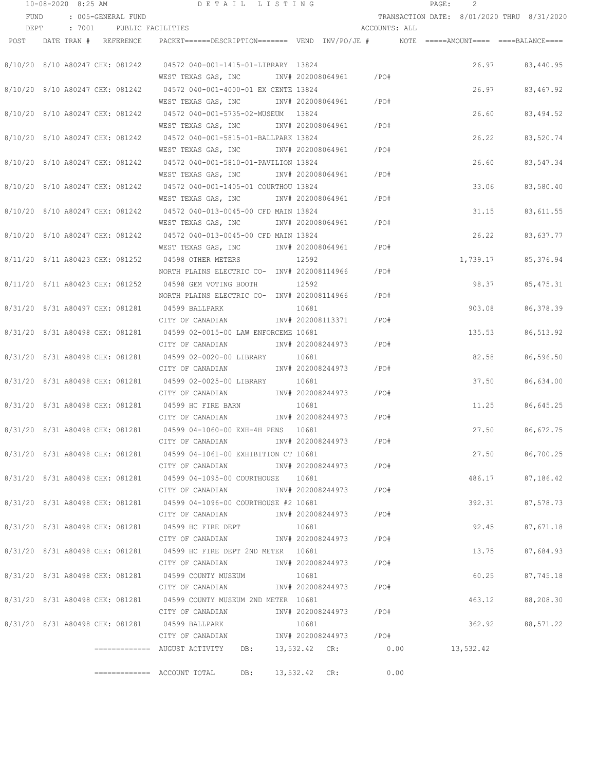10-08-2020 8:25 AM DETAIL LISTING

FUND : 005-GENERAL FUND TRANSACTION DATE: 8/01/2020 THRU 8/31/2020

DEPT : 7001 PUBLIC FACILITIES ACCOUNTS: ALL

| POST | DATE | TRAN # | REFERENCE | PACKET======DESCRIPTION======= | VEND | INV/PO/JE # | NOTE | =====AMOUNT==== | ====BALANCE==== |
|---|---|---|---|---|---|---|---|---|---|
| 8/10/20 | 8/10 | A80247 | CHK: 081242 | 04572 040-001-1415-01-LIBRARY | 13824 | | | 26.97 | 83,440.95 |
| | | | | WEST TEXAS GAS, INC | | INV# 202008064961 /PO# | | | |
| 8/10/20 | 8/10 | A80247 | CHK: 081242 | 04572 040-001-4000-01 EX CENTE | 13824 | | | 26.97 | 83,467.92 |
| | | | | WEST TEXAS GAS, INC | | INV# 202008064961 /PO# | | | |
| 8/10/20 | 8/10 | A80247 | CHK: 081242 | 04572 040-001-5735-02-MUSEUM | 13824 | | | 26.60 | 83,494.52 |
| | | | | WEST TEXAS GAS, INC | | INV# 202008064961 /PO# | | | |
| 8/10/20 | 8/10 | A80247 | CHK: 081242 | 04572 040-001-5815-01-BALLPARK | 13824 | | | 26.22 | 83,520.74 |
| | | | | WEST TEXAS GAS, INC | | INV# 202008064961 /PO# | | | |
| 8/10/20 | 8/10 | A80247 | CHK: 081242 | 04572 040-001-5810-01-PAVILION | 13824 | | | 26.60 | 83,547.34 |
| | | | | WEST TEXAS GAS, INC | | INV# 202008064961 /PO# | | | |
| 8/10/20 | 8/10 | A80247 | CHK: 081242 | 04572 040-001-1405-01 COURTHOU | 13824 | | | 33.06 | 83,580.40 |
| | | | | WEST TEXAS GAS, INC | | INV# 202008064961 /PO# | | | |
| 8/10/20 | 8/10 | A80247 | CHK: 081242 | 04572 040-013-0045-00 CFD MAIN | 13824 | | | 31.15 | 83,611.55 |
| | | | | WEST TEXAS GAS, INC | | INV# 202008064961 /PO# | | | |
| 8/10/20 | 8/10 | A80247 | CHK: 081242 | 04572 040-013-0045-00 CFD MAIN | 13824 | | | 26.22 | 83,637.77 |
| | | | | WEST TEXAS GAS, INC | | INV# 202008064961 /PO# | | | |
| 8/11/20 | 8/11 | A80423 | CHK: 081252 | 04598 OTHER METERS | 12592 | | | 1,739.17 | 85,376.94 |
| | | | | NORTH PLAINS ELECTRIC CO- | | INV# 202008114966 /PO# | | | |
| 8/11/20 | 8/11 | A80423 | CHK: 081252 | 04598 GEM VOTING BOOTH | 12592 | | | 98.37 | 85,475.31 |
| | | | | NORTH PLAINS ELECTRIC CO- | | INV# 202008114966 /PO# | | | |
| 8/31/20 | 8/31 | A80497 | CHK: 081281 | 04599 BALLPARK | 10681 | | | 903.08 | 86,378.39 |
| | | | | CITY OF CANADIAN | | INV# 202008113371 /PO# | | | |
| 8/31/20 | 8/31 | A80498 | CHK: 081281 | 04599 02-0015-00 LAW ENFORCEME | 10681 | | | 135.53 | 86,513.92 |
| | | | | CITY OF CANADIAN | | INV# 202008244973 /PO# | | | |
| 8/31/20 | 8/31 | A80498 | CHK: 081281 | 04599 02-0020-00 LIBRARY | 10681 | | | 82.58 | 86,596.50 |
| | | | | CITY OF CANADIAN | | INV# 202008244973 /PO# | | | |
| 8/31/20 | 8/31 | A80498 | CHK: 081281 | 04599 02-0025-00 LIBRARY | 10681 | | | 37.50 | 86,634.00 |
| | | | | CITY OF CANADIAN | | INV# 202008244973 /PO# | | | |
| 8/31/20 | 8/31 | A80498 | CHK: 081281 | 04599 HC FIRE BARN | 10681 | | | 11.25 | 86,645.25 |
| | | | | CITY OF CANADIAN | | INV# 202008244973 /PO# | | | |
| 8/31/20 | 8/31 | A80498 | CHK: 081281 | 04599 04-1060-00 EXH-4H PENS | 10681 | | | 27.50 | 86,672.75 |
| | | | | CITY OF CANADIAN | | INV# 202008244973 /PO# | | | |
| 8/31/20 | 8/31 | A80498 | CHK: 081281 | 04599 04-1061-00 EXHIBITION CT | 10681 | | | 27.50 | 86,700.25 |
| | | | | CITY OF CANADIAN | | INV# 202008244973 /PO# | | | |
| 8/31/20 | 8/31 | A80498 | CHK: 081281 | 04599 04-1095-00 COURTHOUSE | 10681 | | | 486.17 | 87,186.42 |
| | | | | CITY OF CANADIAN | | INV# 202008244973 /PO# | | | |
| 8/31/20 | 8/31 | A80498 | CHK: 081281 | 04599 04-1096-00 COURTHOUSE #2 | 10681 | | | 392.31 | 87,578.73 |
| | | | | CITY OF CANADIAN | | INV# 202008244973 /PO# | | | |
| 8/31/20 | 8/31 | A80498 | CHK: 081281 | 04599 HC FIRE DEPT | 10681 | | | 92.45 | 87,671.18 |
| | | | | CITY OF CANADIAN | | INV# 202008244973 /PO# | | | |
| 8/31/20 | 8/31 | A80498 | CHK: 081281 | 04599 HC FIRE DEPT 2ND METER | 10681 | | | 13.75 | 87,684.93 |
| | | | | CITY OF CANADIAN | | INV# 202008244973 /PO# | | | |
| 8/31/20 | 8/31 | A80498 | CHK: 081281 | 04599 COUNTY MUSEUM | 10681 | | | 60.25 | 87,745.18 |
| | | | | CITY OF CANADIAN | | INV# 202008244973 /PO# | | | |
| 8/31/20 | 8/31 | A80498 | CHK: 081281 | 04599 COUNTY MUSEUM 2ND METER | 10681 | | | 463.12 | 88,208.30 |
| | | | | CITY OF CANADIAN | | INV# 202008244973 /PO# | | | |
| 8/31/20 | 8/31 | A80498 | CHK: 081281 | 04599 BALLPARK | 10681 | | | 362.92 | 88,571.22 |
| | | | | CITY OF CANADIAN | | INV# 202008244973 /PO# | | | |

============= AUGUST ACTIVITY DB: 13,532.42 CR: 0.00 13,532.42

============= ACCOUNT TOTAL DB: 13,532.42 CR: 0.00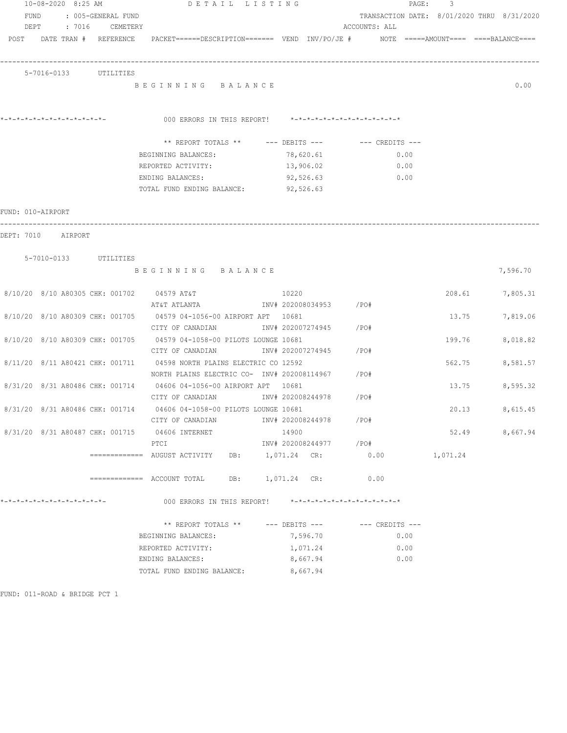10-08-2020 8:25 AM — DETAIL LISTING

FUND : 005-GENERAL FUND — TRANSACTION DATE: 8/01/2020 THRU 8/31/2020

DEPT : 7016 CEMETERY — ACCOUNTS: ALL

POST DATE TRAN # REFERENCE PACKET======DESCRIPTION======= VEND INV/PO/JE # NOTE =====AMOUNT==== ====BALANCE====

5-7016-0133 UTILITIES

B E G I N N I N G   B A L A N C E — 0.00

*-*-*-*-*-*-*-*-*-*-*-*-*- 000 ERRORS IN THIS REPORT! *-*-*-*-*-*-*-*-*-*-*-*-*-*

| ** REPORT TOTALS ** | --- DEBITS --- | --- CREDITS --- |
|---|---|---|
| BEGINNING BALANCES: | 78,620.61 | 0.00 |
| REPORTED ACTIVITY: | 13,906.02 | 0.00 |
| ENDING BALANCES: | 92,526.63 | 0.00 |
| TOTAL FUND ENDING BALANCE: | 92,526.63 | |

FUND: 010-AIRPORT

DEPT: 7010 AIRPORT

5-7010-0133 UTILITIES

B E G I N N I N G   B A L A N C E — 7,596.70

| POST | DATE | TRAN # | REFERENCE | PACKET / DESCRIPTION | VEND | INV/PO/JE # | NOTE | AMOUNT | BALANCE |
|---|---|---|---|---|---|---|---|---|---|
| 8/10/20 | 8/10 | A80305 | CHK: 001702 | 04579 AT&T | 10220 | | | 208.61 | 7,805.31 |
| | | | | AT&T ATLANTA | | INV# 202008034953 | /PO# | | |
| 8/10/20 | 8/10 | A80309 | CHK: 001705 | 04579 04-1056-00 AIRPORT APT | 10681 | | | 13.75 | 7,819.06 |
| | | | | CITY OF CANADIAN | | INV# 202007274945 | /PO# | | |
| 8/10/20 | 8/10 | A80309 | CHK: 001705 | 04579 04-1058-00 PILOTS LOUNGE | 10681 | | | 199.76 | 8,018.82 |
| | | | | CITY OF CANADIAN | | INV# 202007274945 | /PO# | | |
| 8/11/20 | 8/11 | A80421 | CHK: 001711 | 04598 NORTH PLAINS ELECTRIC CO | 12592 | | | 562.75 | 8,581.57 |
| | | | | NORTH PLAINS ELECTRIC CO- | | INV# 202008114967 | /PO# | | |
| 8/31/20 | 8/31 | A80486 | CHK: 001714 | 04606 04-1056-00 AIRPORT APT | 10681 | | | 13.75 | 8,595.32 |
| | | | | CITY OF CANADIAN | | INV# 202008244978 | /PO# | | |
| 8/31/20 | 8/31 | A80486 | CHK: 001714 | 04606 04-1058-00 PILOTS LOUNGE | 10681 | | | 20.13 | 8,615.45 |
| | | | | CITY OF CANADIAN | | INV# 202008244978 | /PO# | | |
| 8/31/20 | 8/31 | A80487 | CHK: 001715 | 04606 INTERNET | 14900 | | | 52.49 | 8,667.94 |
| | | | | PTCI | | INV# 202008244977 | /PO# | | |

============= AUGUST ACTIVITY DB: 1,071.24 CR: 0.00 — 1,071.24

============= ACCOUNT TOTAL DB: 1,071.24 CR: 0.00

*-*-*-*-*-*-*-*-*-*-*-*-*- 000 ERRORS IN THIS REPORT! *-*-*-*-*-*-*-*-*-*-*-*-*-*

| ** REPORT TOTALS ** | --- DEBITS --- | --- CREDITS --- |
|---|---|---|
| BEGINNING BALANCES: | 7,596.70 | 0.00 |
| REPORTED ACTIVITY: | 1,071.24 | 0.00 |
| ENDING BALANCES: | 8,667.94 | 0.00 |
| TOTAL FUND ENDING BALANCE: | 8,667.94 | |

FUND: 011-ROAD & BRIDGE PCT 1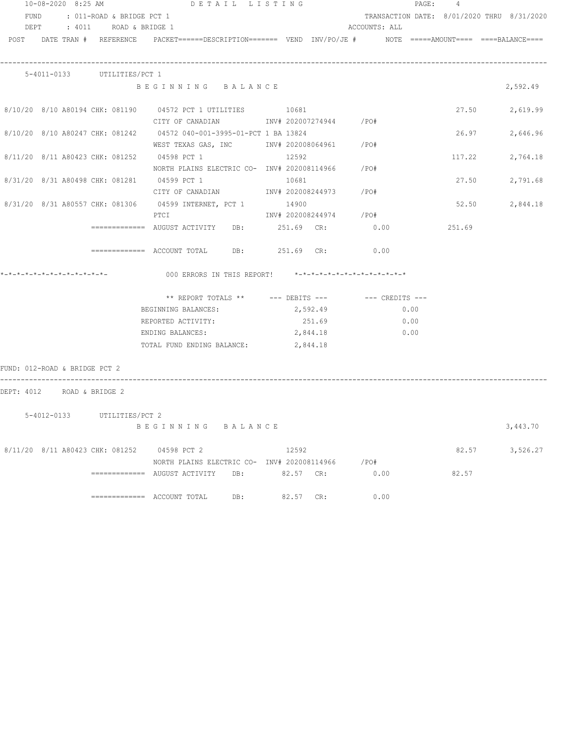DETAIL LISTING

FUND : 011-ROAD & BRIDGE PCT 1 — TRANSACTION DATE: 8/01/2020 THRU 8/31/2020

DEPT : 4011 ROAD & BRIDGE 1 — ACCOUNTS: ALL

| POST | DATE | TRAN # | REFERENCE | PACKET======DESCRIPTION======= | VEND | INV/PO/JE # | NOTE | =====AMOUNT==== | ====BALANCE==== |
|---|---|---|---|---|---|---|---|---|---|

**5-4011-0133 UTILITIES/PCT 1**

B E G I N N I N G  B A L A N C E — 2,592.49

| POST | DATE | TRAN # | REFERENCE | DESCRIPTION | VEND | INV/PO/JE # | AMOUNT | BALANCE |
|---|---|---|---|---|---|---|---|---|
| 8/10/20 | 8/10 | A80194 | CHK: 081190 | 04572 PCT 1 UTILITIES / CITY OF CANADIAN | 10681 | INV# 202007274944 /PO# | 27.50 | 2,619.99 |
| 8/10/20 | 8/10 | A80247 | CHK: 081242 | 04572 040-001-3995-01-PCT 1 BA / WEST TEXAS GAS, INC | 13824 | INV# 202008064961 /PO# | 26.97 | 2,646.96 |
| 8/11/20 | 8/11 | A80423 | CHK: 081252 | 04598 PCT 1 / NORTH PLAINS ELECTRIC CO- | 12592 | INV# 202008114966 /PO# | 117.22 | 2,764.18 |
| 8/31/20 | 8/31 | A80498 | CHK: 081281 | 04599 PCT 1 / CITY OF CANADIAN | 10681 | INV# 202008244973 /PO# | 27.50 | 2,791.68 |
| 8/31/20 | 8/31 | A80557 | CHK: 081306 | 04599 INTERNET, PCT 1 / PTCI | 14900 | INV# 202008244974 /PO# | 52.50 | 2,844.18 |

============= AUGUST ACTIVITY DB: 251.69 CR: 0.00 251.69

============= ACCOUNT TOTAL DB: 251.69 CR: 0.00

*-*-*-*-*-*-*-*-*-*-*-*-*- 000 ERRORS IN THIS REPORT! *-*-*-*-*-*-*-*-*-*-*-*-*-*

| ** REPORT TOTALS ** | --- DEBITS --- | --- CREDITS --- |
|---|---|---|
| BEGINNING BALANCES: | 2,592.49 | 0.00 |
| REPORTED ACTIVITY: | 251.69 | 0.00 |
| ENDING BALANCES: | 2,844.18 | 0.00 |
| TOTAL FUND ENDING BALANCE: | 2,844.18 | |

FUND: 012-ROAD & BRIDGE PCT 2

DEPT: 4012 ROAD & BRIDGE 2

**5-4012-0133 UTILITIES/PCT 2**

B E G I N N I N G  B A L A N C E — 3,443.70

| POST | DATE | TRAN # | REFERENCE | DESCRIPTION | VEND | INV/PO/JE # | AMOUNT | BALANCE |
|---|---|---|---|---|---|---|---|---|
| 8/11/20 | 8/11 | A80423 | CHK: 081252 | 04598 PCT 2 / NORTH PLAINS ELECTRIC CO- | 12592 | INV# 202008114966 /PO# | 82.57 | 3,526.27 |

============= AUGUST ACTIVITY DB: 82.57 CR: 0.00 82.57

============= ACCOUNT TOTAL DB: 82.57 CR: 0.00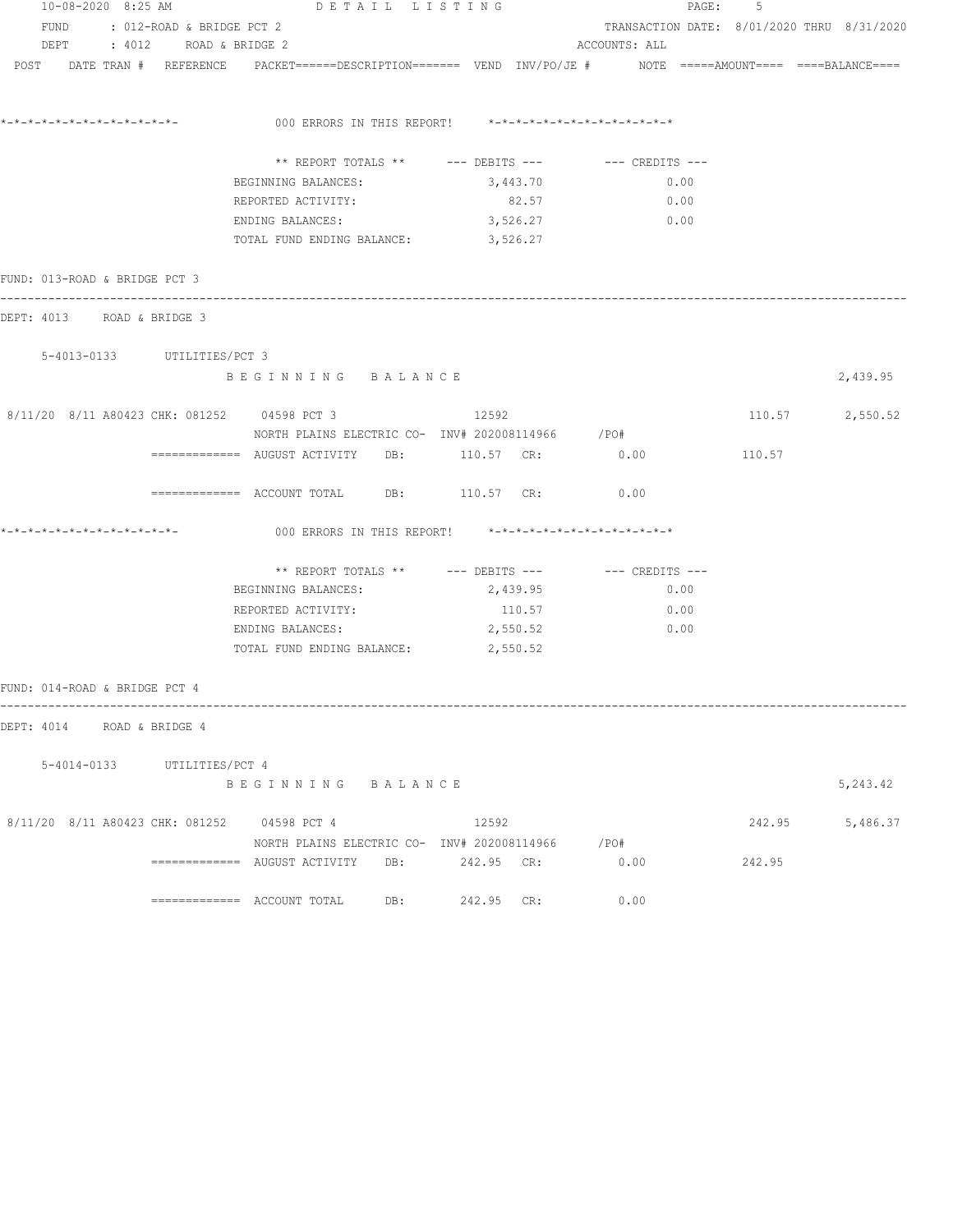FUND : 012-ROAD & BRIDGE PCT 2 TRANSACTION DATE: 8/01/2020 THRU 8/31/2020
DEPT : 4012 ROAD & BRIDGE 2 ACCOUNTS: ALL

```
POST   DATE TRAN #  REFERENCE    PACKET======DESCRIPTION=======  VEND  INV/PO/JE #      NOTE  =====AMOUNT====  ====BALANCE====


*-*-*-*-*-*-*-*-*-*-*-*-*-*-          000 ERRORS IN THIS REPORT!    *-*-*-*-*-*-*-*-*-*-*-*-*-*

                         ** REPORT TOTALS **     --- DEBITS ---        --- CREDITS ---
                         BEGINNING BALANCES:           3,443.70                  0.00
                         REPORTED ACTIVITY:               82.57                  0.00
                         ENDING BALANCES:              3,526.27                  0.00
                         TOTAL FUND ENDING BALANCE:    3,526.27

FUND: 013-ROAD & BRIDGE PCT 3
------------------------------------------------------------------------------------------------------------------------
DEPT: 4013    ROAD & BRIDGE 3

    5-4013-0133      UTILITIES/PCT 3
                         B E G I N N I N G   B A L A N C E                                                 2,439.95

 8/11/20  8/11 A80423 CHK: 081252    04598 PCT 3              12592                              110.57       2,550.52
                         NORTH PLAINS ELECTRIC CO-  INV# 202008114966     /PO#
              =============  AUGUST ACTIVITY    DB:        110.57  CR:          0.00            110.57

              =============  ACCOUNT TOTAL      DB:        110.57  CR:          0.00

*-*-*-*-*-*-*-*-*-*-*-*-*-*-          000 ERRORS IN THIS REPORT!    *-*-*-*-*-*-*-*-*-*-*-*-*-*

                         ** REPORT TOTALS **     --- DEBITS ---        --- CREDITS ---
                         BEGINNING BALANCES:           2,439.95                  0.00
                         REPORTED ACTIVITY:              110.57                  0.00
                         ENDING BALANCES:              2,550.52                  0.00
                         TOTAL FUND ENDING BALANCE:    2,550.52

FUND: 014-ROAD & BRIDGE PCT 4
------------------------------------------------------------------------------------------------------------------------
DEPT: 4014    ROAD & BRIDGE 4

    5-4014-0133      UTILITIES/PCT 4
                         B E G I N N I N G   B A L A N C E                                                 5,243.42

 8/11/20  8/11 A80423 CHK: 081252    04598 PCT 4              12592                              242.95       5,486.37
                         NORTH PLAINS ELECTRIC CO-  INV# 202008114966     /PO#
              =============  AUGUST ACTIVITY    DB:        242.95  CR:          0.00            242.95

              =============  ACCOUNT TOTAL      DB:        242.95  CR:          0.00
```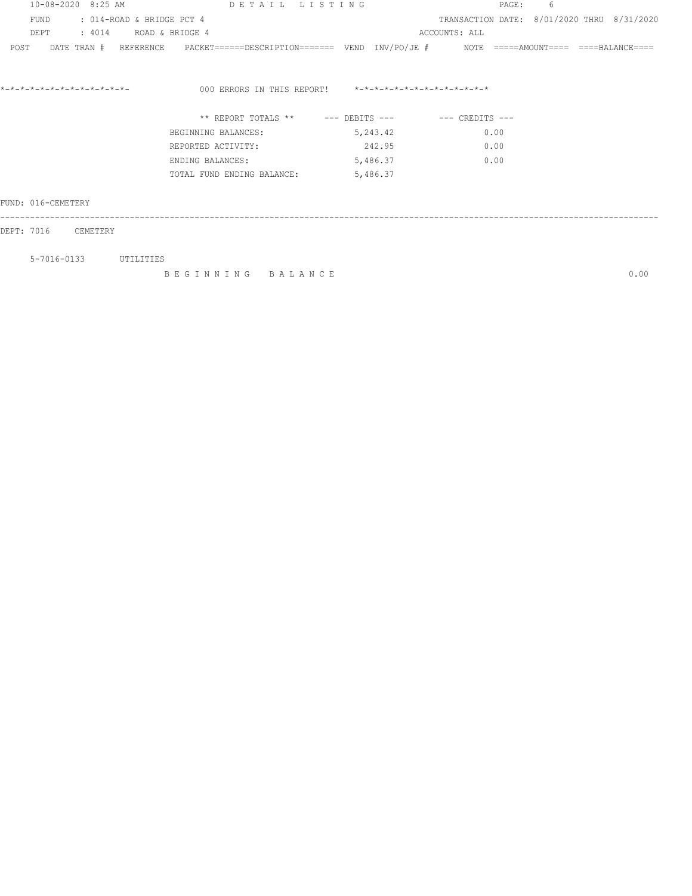FUND : 014-ROAD & BRIDGE PCT 4

DEPT : 4014 ROAD & BRIDGE 4

TRANSACTION DATE: 8/01/2020 THRU 8/31/2020

ACCOUNTS: ALL

POST DATE TRAN # REFERENCE PACKET======DESCRIPTION======= VEND INV/PO/JE # NOTE =====AMOUNT==== ====BALANCE====

*-*-*-*-*-*-*-*-*-*-*-*-*-*- 000 ERRORS IN THIS REPORT! *-*-*-*-*-*-*-*-*-*-*-*-*-*

| ** REPORT TOTALS ** | --- DEBITS --- | --- CREDITS --- |
|---|---|---|
| BEGINNING BALANCES: | 5,243.42 | 0.00 |
| REPORTED ACTIVITY: | 242.95 | 0.00 |
| ENDING BALANCES: | 5,486.37 | 0.00 |
| TOTAL FUND ENDING BALANCE: | 5,486.37 | |

FUND: 016-CEMETERY

DEPT: 7016 CEMETERY

5-7016-0133 UTILITIES

B E G I N N I N G B A L A N C E 0.00